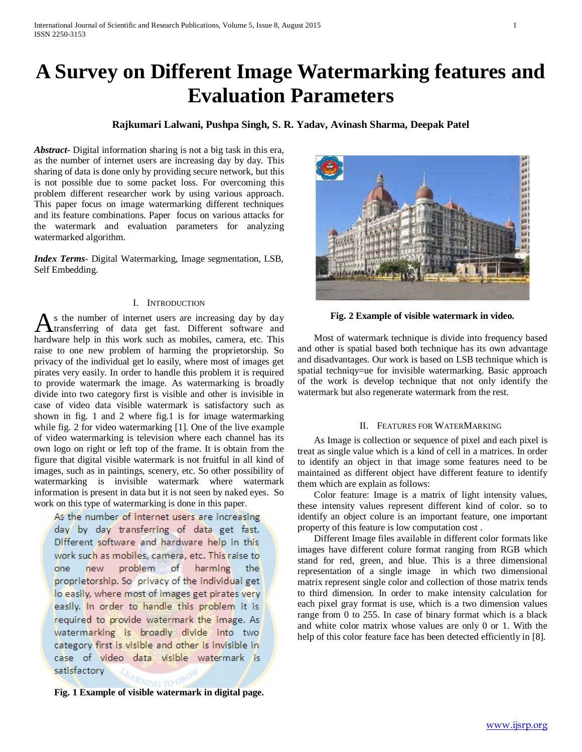# A Survey on Different Image Watermarking features and Evaluation Parameters

**Rajkumari Lalwani, Pushpa Singh, S. R. Yadav, Avinash Sharma, Deepak Patel**

***Abstract***- Digital information sharing is not a big task in this era, as the number of internet users are increasing day by day. This sharing of data is done only by providing secure network, but this is not possible due to some packet loss. For overcoming this problem different researcher work by using various approach. This paper focus on image watermarking different techniques and its feature combinations. Paper focus on various attacks for the watermark and evaluation parameters for analyzing watermarked algorithm.

***Index Terms***- Digital Watermarking, Image segmentation, LSB, Self Embedding.

## I. Introduction

As the number of internet users are increasing day by day transferring of data get fast. Different software and hardware help in this work such as mobiles, camera, etc. This raise to one new problem of harming the proprietorship. So privacy of the individual get lo easily, where most of images get pirates very easily. In order to handle this problem it is required to provide watermark the image. As watermarking is broadly divide into two category first is visible and other is invisible in case of video data visible watermark is satisfactory such as shown in fig. 1 and 2 where fig.1 is for image watermarking while fig. 2 for video watermarking [1]. One of the live example of video watermarking is television where each channel has its own logo on right or left top of the frame. It is obtain from the figure that digital visible watermark is not fruitful in all kind of images, such as in paintings, scenery, etc. So other possibility of watermarking is invisible watermark where watermark information is present in data but it is not seen by naked eyes. So work on this type of watermarking is done in this paper.

As the number of internet users are increasing day by day transferring of data get fast. Different software and hardware help in this work such as mobiles, camera, etc. This raise to one new problem of harming the proprietorship. So privacy of the individual get lo easily, where most of images get pirates very easily. In order to handle this problem it is required to provide watermark the image. As watermarking is broadly divide into two category first is visible and other is invisible in case of video data visible watermark is satisfactory

**Fig. 1 Example of visible watermark in digital page.**

**Fig. 2 Example of visible watermark in video.**

Most of watermark technique is divide into frequency based and other is spatial based both technique has its own advantage and disadvantages. Our work is based on LSB technique which is spatial techniqy=ue for invisible watermarking. Basic approach of the work is develop technique that not only identify the watermark but also regenerate watermark from the rest.

## II. Features for WaterMarking

As Image is collection or sequence of pixel and each pixel is treat as single value which is a kind of cell in a matrices. In order to identify an object in that image some features need to be maintained as different object have different feature to identify them which are explain as follows:

Color feature: Image is a matrix of light intensity values, these intensity values represent different kind of color. so to identify an object colure is an important feature, one important property of this feature is low computation cost .

Different Image files available in different color formats like images have different colure format ranging from RGB which stand for red, green, and blue. This is a three dimensional representation of a single image in which two dimensional matrix represent single color and collection of those matrix tends to third dimension. In order to make intensity calculation for each pixel gray format is use, which is a two dimension values range from 0 to 255. In case of binary format which is a black and white color matrix whose values are only 0 or 1. With the help of this color feature face has been detected efficiently in [8].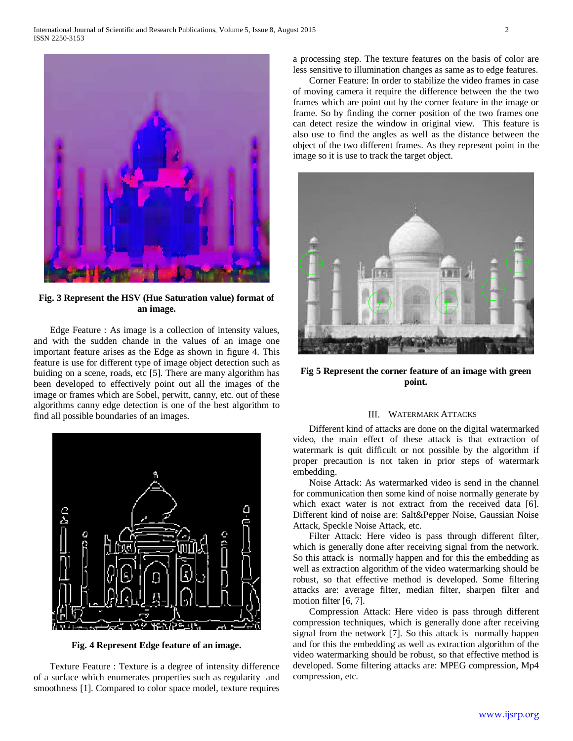**Fig. 3 Represent the HSV (Hue Saturation value) format of an image.**

Edge Feature : As image is a collection of intensity values, and with the sudden chande in the values of an image one important feature arises as the Edge as shown in figure 4. This feature is use for different type of image object detection such as buiding on a scene, roads, etc [5]. There are many algorithm has been developed to effectively point out all the images of the image or frames which are Sobel, perwitt, canny, etc. out of these algorithms canny edge detection is one of the best algorithm to find all possible boundaries of an images.

**Fig. 4 Represent Edge feature of an image.**

Texture Feature : Texture is a degree of intensity difference of a surface which enumerates properties such as regularity and smoothness [1]. Compared to color space model, texture requires a processing step. The texture features on the basis of color are less sensitive to illumination changes as same as to edge features.

Corner Feature: In order to stabilize the video frames in case of moving camera it require the difference between the the two frames which are point out by the corner feature in the image or frame. So by finding the corner position of the two frames one can detect resize the window in original view. This feature is also use to find the angles as well as the distance between the object of the two different frames. As they represent point in the image so it is use to track the target object.

**Fig 5 Represent the corner feature of an image with green point.**

## III. Watermark Attacks

Different kind of attacks are done on the digital watermarked video, the main effect of these attack is that extraction of watermark is quit difficult or not possible by the algorithm if proper precaution is not taken in prior steps of watermark embedding.

Noise Attack: As watermarked video is send in the channel for communication then some kind of noise normally generate by which exact water is not extract from the received data [6]. Different kind of noise are: Salt&Pepper Noise, Gaussian Noise Attack, Speckle Noise Attack, etc.

Filter Attack: Here video is pass through different filter, which is generally done after receiving signal from the network. So this attack is normally happen and for this the embedding as well as extraction algorithm of the video watermarking should be robust, so that effective method is developed. Some filtering attacks are: average filter, median filter, sharpen filter and motion filter [6, 7].

Compression Attack: Here video is pass through different compression techniques, which is generally done after receiving signal from the network [7]. So this attack is normally happen and for this the embedding as well as extraction algorithm of the video watermarking should be robust, so that effective method is developed. Some filtering attacks are: MPEG compression, Mp4 compression, etc.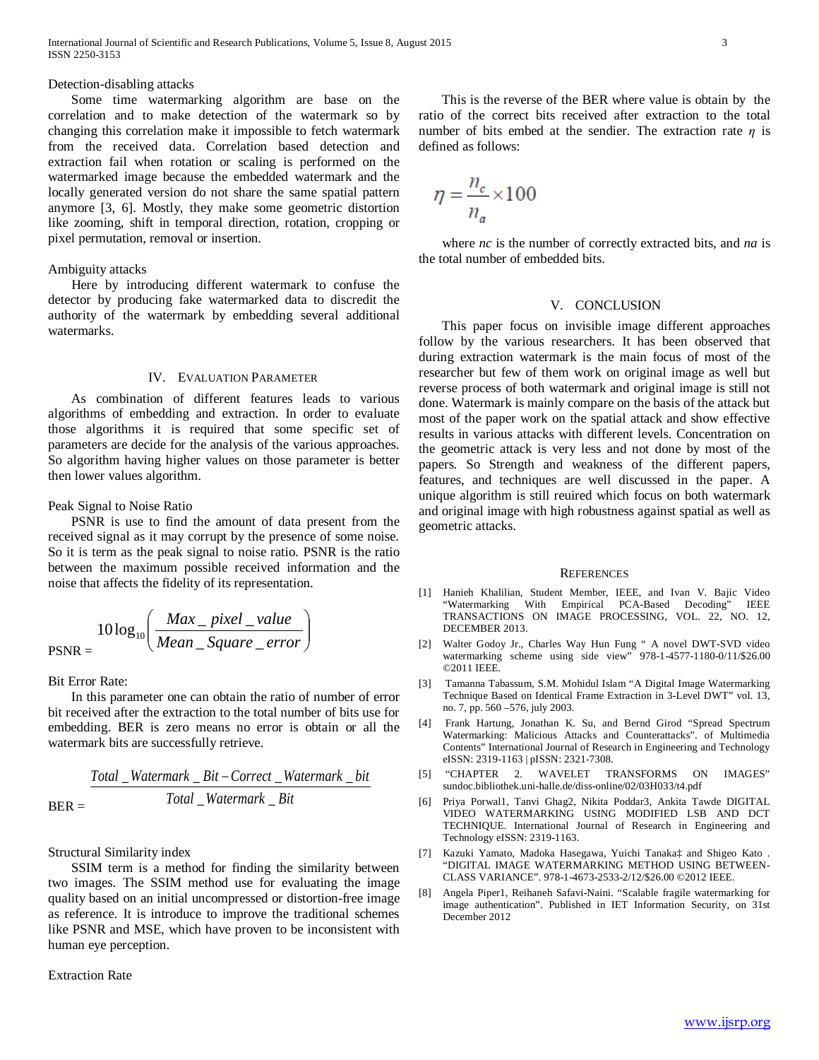Detection-disabling attacks

Some time watermarking algorithm are base on the correlation and to make detection of the watermark so by changing this correlation make it impossible to fetch watermark from the received data. Correlation based detection and extraction fail when rotation or scaling is performed on the watermarked image because the embedded watermark and the locally generated version do not share the same spatial pattern anymore [3, 6]. Mostly, they make some geometric distortion like zooming, shift in temporal direction, rotation, cropping or pixel permutation, removal or insertion.

Ambiguity attacks

Here by introducing different watermark to confuse the detector by producing fake watermarked data to discredit the authority of the watermark by embedding several additional watermarks.

## IV. Evaluation Parameter

As combination of different features leads to various algorithms of embedding and extraction. In order to evaluate those algorithms it is required that some specific set of parameters are decide for the analysis of the various approaches. So algorithm having higher values on those parameter is better then lower values algorithm.

Peak Signal to Noise Ratio

PSNR is use to find the amount of data present from the received signal as it may corrupt by the presence of some noise. So it is term as the peak signal to noise ratio. PSNR is the ratio between the maximum possible received information and the noise that affects the fidelity of its representation.

$$\text{PSNR} = 10\log_{10}\left(\frac{Max\_pixel\_value}{Mean\_Square\_error}\right)$$

Bit Error Rate:

In this parameter one can obtain the ratio of number of error bit received after the extraction to the total number of bits use for embedding. BER is zero means no error is obtain or all the watermark bits are successfully retrieve.

$$\text{BER} = \frac{Total\_Watermark\_Bit - Correct\_Watermark\_bit}{Total\_Watermark\_Bit}$$

Structural Similarity index

SSIM term is a method for finding the similarity between two images. The SSIM method use for evaluating the image quality based on an initial uncompressed or distortion-free image as reference. It is introduce to improve the traditional schemes like PSNR and MSE, which have proven to be inconsistent with human eye perception.

Extraction Rate

This is the reverse of the BER where value is obtain by the ratio of the correct bits received after extraction to the total number of bits embed at the sendier. The extraction rate $\eta$ is defined as follows:

$$\eta = \frac{n_c}{n_a} \times 100$$

where *nc* is the number of correctly extracted bits, and *na* is the total number of embedded bits.

## V. Conclusion

This paper focus on invisible image different approaches follow by the various researchers. It has been observed that during extraction watermark is the main focus of most of the researcher but few of them work on original image as well but reverse process of both watermark and original image is still not done. Watermark is mainly compare on the basis of the attack but most of the paper work on the spatial attack and show effective results in various attacks with different levels. Concentration on the geometric attack is very less and not done by most of the papers. So Strength and weakness of the different papers, features, and techniques are well discussed in the paper. A unique algorithm is still reuired which focus on both watermark and original image with high robustness against spatial as well as geometric attacks.

## References

[1] Hanieh Khalilian, Student Member, IEEE, and Ivan V. Bajic Video "Watermarking With Empirical PCA-Based Decoding" IEEE TRANSACTIONS ON IMAGE PROCESSING, VOL. 22, NO. 12, DECEMBER 2013.

[2] Walter Godoy Jr., Charles Way Hun Fung " A novel DWT-SVD video watermarking scheme using side view" 978-1-4577-1180-0/11/$26.00 ©2011 IEEE.

[3] Tamanna Tabassum, S.M. Mohidul Islam "A Digital Image Watermarking Technique Based on Identical Frame Extraction in 3-Level DWT" vol. 13, no. 7, pp. 560 –576, july 2003.

[4] Frank Hartung, Jonathan K. Su, and Bernd Girod "Spread Spectrum Watermarking: Malicious Attacks and Counterattacks". of Multimedia Contents" International Journal of Research in Engineering and Technology eISSN: 2319-1163 | pISSN: 2321-7308.

[5] "CHAPTER 2. WAVELET TRANSFORMS ON IMAGES" sundoc.bibliothek.uni-halle.de/diss-online/02/03H033/t4.pdf

[6] Priya Porwal1, Tanvi Ghag2, Nikita Poddar3, Ankita Tawde DIGITAL VIDEO WATERMARKING USING MODIFIED LSB AND DCT TECHNIQUE. International Journal of Research in Engineering and Technology eISSN: 2319-1163.

[7] Kazuki Yamato, Madoka Hasegawa, Yuichi Tanaka‡ and Shigeo Kato . "DIGITAL IMAGE WATERMARKING METHOD USING BETWEEN-CLASS VARIANCE". 978-1-4673-2533-2/12/$26.00 ©2012 IEEE.

[8] Angela Piper1, Reihaneh Safavi-Naini. "Scalable fragile watermarking for image authentication". Published in IET Information Security, on 31st December 2012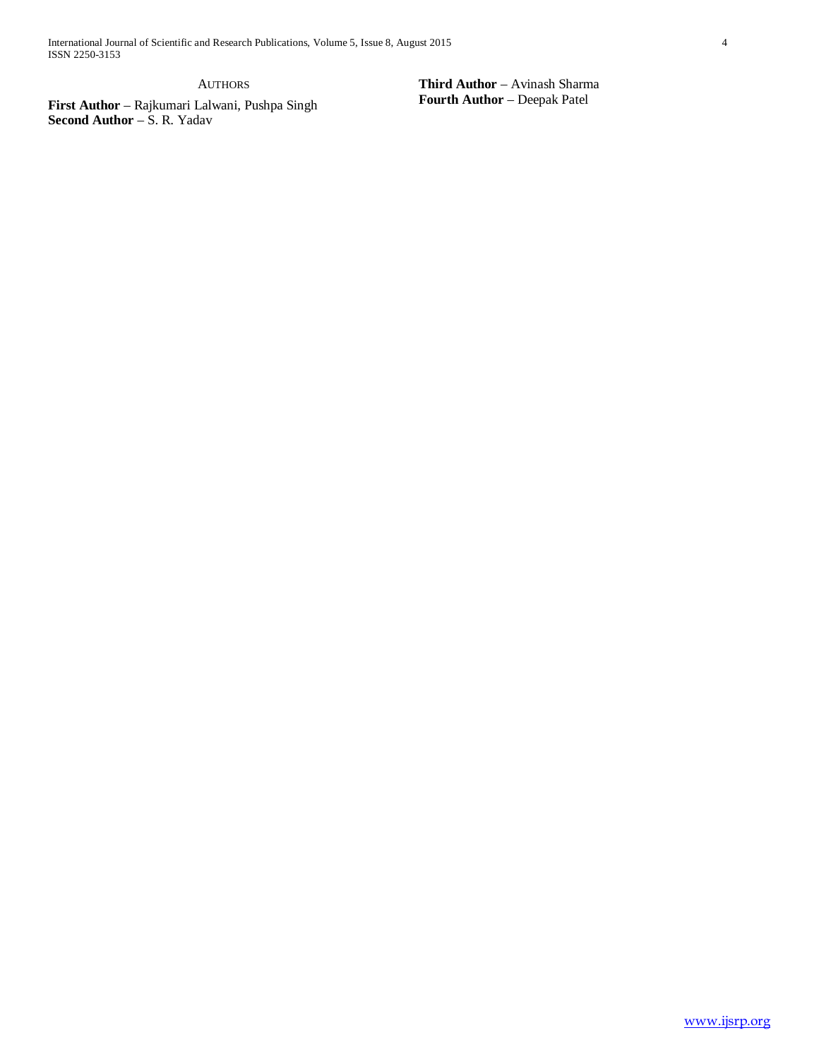## AUTHORS

**First Author** – Rajkumari Lalwani, Pushpa Singh
**Second Author** – S. R. Yadav
**Third Author** – Avinash Sharma
**Fourth Author** – Deepak Patel